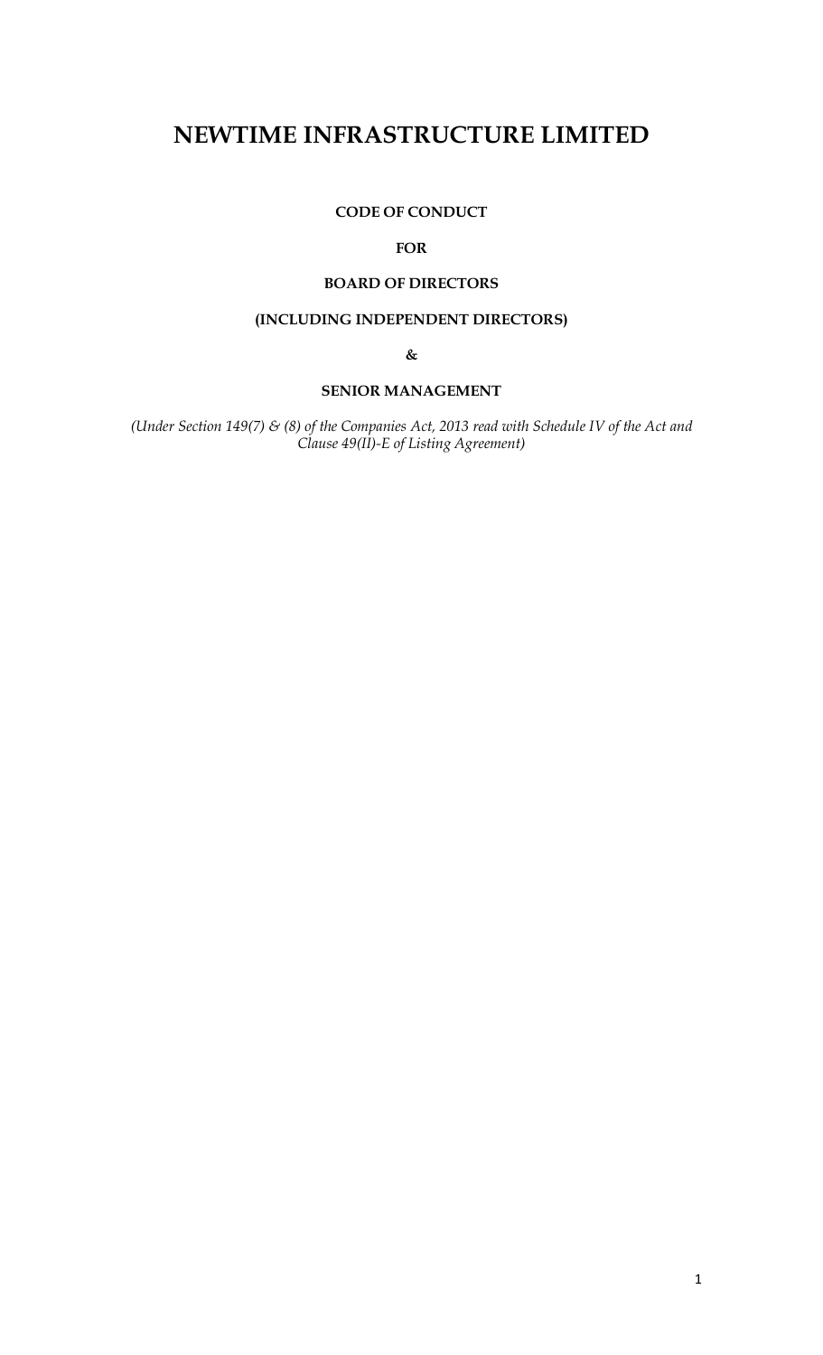# NEWTIME INFRASTRUCTURE LIMITED

**CODE OF CONDUCT**

**FOR**

**BOARD OF DIRECTORS**

**(INCLUDING INDEPENDENT DIRECTORS)**

**&**

**SENIOR MANAGEMENT**

*(Under Section 149(7) & (8) of the Companies Act, 2013 read with Schedule IV of the Act and Clause 49(II)-E of Listing Agreement)*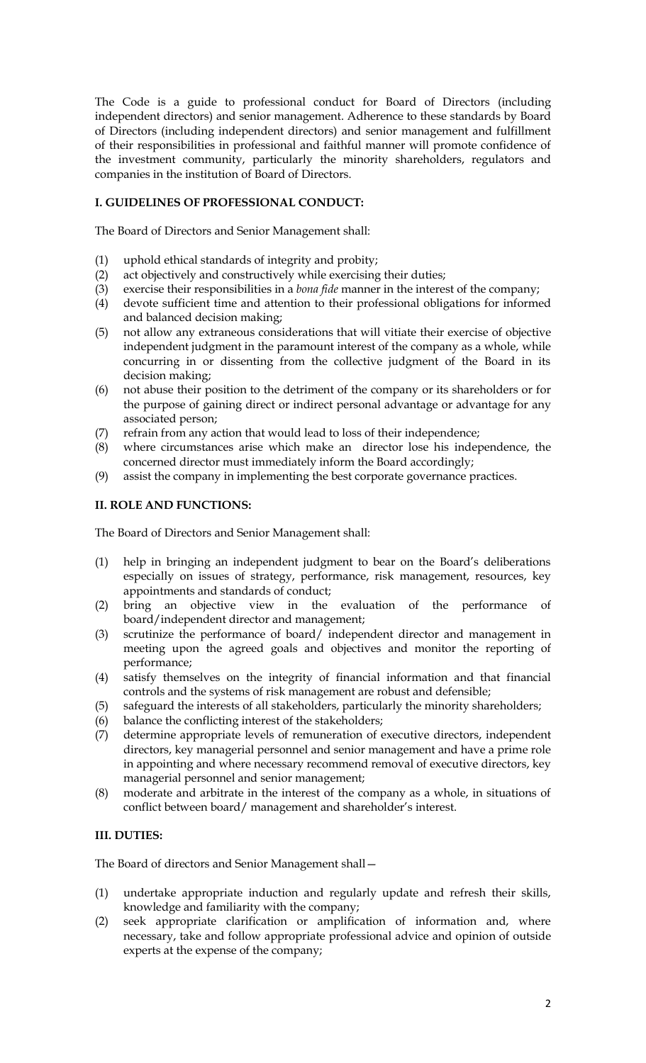The Code is a guide to professional conduct for Board of Directors (including independent directors) and senior management. Adherence to these standards by Board of Directors (including independent directors) and senior management and fulfillment of their responsibilities in professional and faithful manner will promote confidence of the investment community, particularly the minority shareholders, regulators and companies in the institution of Board of Directors.

## I. GUIDELINES OF PROFESSIONAL CONDUCT:

The Board of Directors and Senior Management shall:

(1) uphold ethical standards of integrity and probity;

(2) act objectively and constructively while exercising their duties;

(3) exercise their responsibilities in a *bona fide* manner in the interest of the company;

(4) devote sufficient time and attention to their professional obligations for informed and balanced decision making;

(5) not allow any extraneous considerations that will vitiate their exercise of objective independent judgment in the paramount interest of the company as a whole, while concurring in or dissenting from the collective judgment of the Board in its decision making;

(6) not abuse their position to the detriment of the company or its shareholders or for the purpose of gaining direct or indirect personal advantage or advantage for any associated person;

(7) refrain from any action that would lead to loss of their independence;

(8) where circumstances arise which make an director lose his independence, the concerned director must immediately inform the Board accordingly;

(9) assist the company in implementing the best corporate governance practices.

## II. ROLE AND FUNCTIONS:

The Board of Directors and Senior Management shall:

(1) help in bringing an independent judgment to bear on the Board's deliberations especially on issues of strategy, performance, risk management, resources, key appointments and standards of conduct;

(2) bring an objective view in the evaluation of the performance of board/independent director and management;

(3) scrutinize the performance of board/ independent director and management in meeting upon the agreed goals and objectives and monitor the reporting of performance;

(4) satisfy themselves on the integrity of financial information and that financial controls and the systems of risk management are robust and defensible;

(5) safeguard the interests of all stakeholders, particularly the minority shareholders;

(6) balance the conflicting interest of the stakeholders;

(7) determine appropriate levels of remuneration of executive directors, independent directors, key managerial personnel and senior management and have a prime role in appointing and where necessary recommend removal of executive directors, key managerial personnel and senior management;

(8) moderate and arbitrate in the interest of the company as a whole, in situations of conflict between board/ management and shareholder's interest.

## III. DUTIES:

The Board of directors and Senior Management shall—

(1) undertake appropriate induction and regularly update and refresh their skills, knowledge and familiarity with the company;

(2) seek appropriate clarification or amplification of information and, where necessary, take and follow appropriate professional advice and opinion of outside experts at the expense of the company;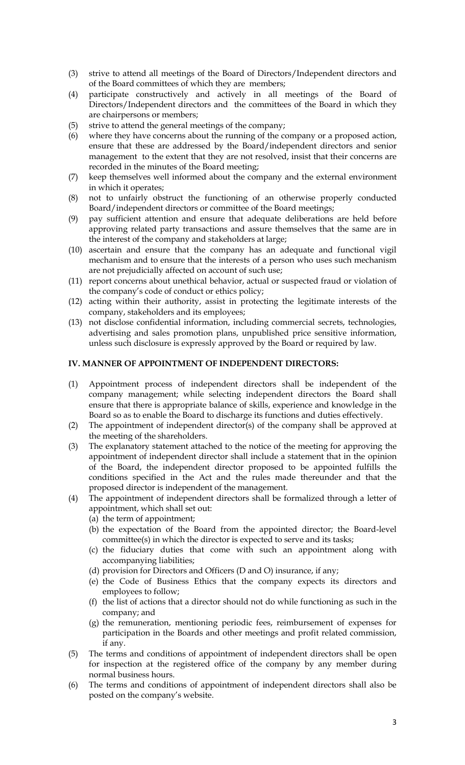(3) strive to attend all meetings of the Board of Directors/Independent directors and of the Board committees of which they are members;

(4) participate constructively and actively in all meetings of the Board of Directors/Independent directors and the committees of the Board in which they are chairpersons or members;

(5) strive to attend the general meetings of the company;

(6) where they have concerns about the running of the company or a proposed action, ensure that these are addressed by the Board/independent directors and senior management to the extent that they are not resolved, insist that their concerns are recorded in the minutes of the Board meeting;

(7) keep themselves well informed about the company and the external environment in which it operates;

(8) not to unfairly obstruct the functioning of an otherwise properly conducted Board/independent directors or committee of the Board meetings;

(9) pay sufficient attention and ensure that adequate deliberations are held before approving related party transactions and assure themselves that the same are in the interest of the company and stakeholders at large;

(10) ascertain and ensure that the company has an adequate and functional vigil mechanism and to ensure that the interests of a person who uses such mechanism are not prejudicially affected on account of such use;

(11) report concerns about unethical behavior, actual or suspected fraud or violation of the company's code of conduct or ethics policy;

(12) acting within their authority, assist in protecting the legitimate interests of the company, stakeholders and its employees;

(13) not disclose confidential information, including commercial secrets, technologies, advertising and sales promotion plans, unpublished price sensitive information, unless such disclosure is expressly approved by the Board or required by law.

## IV. MANNER OF APPOINTMENT OF INDEPENDENT DIRECTORS:

(1) Appointment process of independent directors shall be independent of the company management; while selecting independent directors the Board shall ensure that there is appropriate balance of skills, experience and knowledge in the Board so as to enable the Board to discharge its functions and duties effectively.

(2) The appointment of independent director(s) of the company shall be approved at the meeting of the shareholders.

(3) The explanatory statement attached to the notice of the meeting for approving the appointment of independent director shall include a statement that in the opinion of the Board, the independent director proposed to be appointed fulfills the conditions specified in the Act and the rules made thereunder and that the proposed director is independent of the management.

(4) The appointment of independent directors shall be formalized through a letter of appointment, which shall set out:
   (a) the term of appointment;
   (b) the expectation of the Board from the appointed director; the Board-level committee(s) in which the director is expected to serve and its tasks;
   (c) the fiduciary duties that come with such an appointment along with accompanying liabilities;
   (d) provision for Directors and Officers (D and O) insurance, if any;
   (e) the Code of Business Ethics that the company expects its directors and employees to follow;
   (f) the list of actions that a director should not do while functioning as such in the company; and
   (g) the remuneration, mentioning periodic fees, reimbursement of expenses for participation in the Boards and other meetings and profit related commission, if any.

(5) The terms and conditions of appointment of independent directors shall be open for inspection at the registered office of the company by any member during normal business hours.

(6) The terms and conditions of appointment of independent directors shall also be posted on the company's website.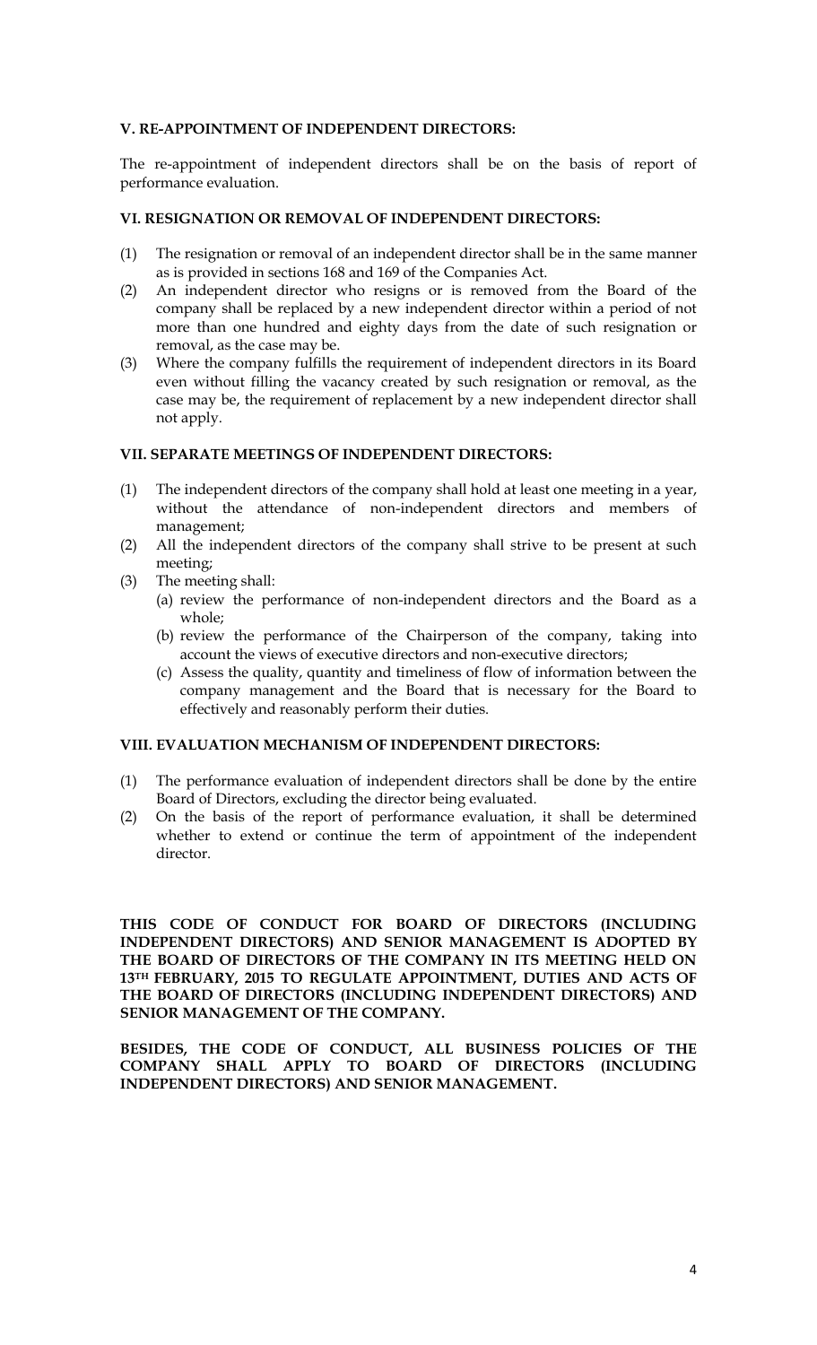### V. RE-APPOINTMENT OF INDEPENDENT DIRECTORS:

The re-appointment of independent directors shall be on the basis of report of performance evaluation.

### VI. RESIGNATION OR REMOVAL OF INDEPENDENT DIRECTORS:

(1) The resignation or removal of an independent director shall be in the same manner as is provided in sections 168 and 169 of the Companies Act.

(2) An independent director who resigns or is removed from the Board of the company shall be replaced by a new independent director within a period of not more than one hundred and eighty days from the date of such resignation or removal, as the case may be.

(3) Where the company fulfills the requirement of independent directors in its Board even without filling the vacancy created by such resignation or removal, as the case may be, the requirement of replacement by a new independent director shall not apply.

### VII. SEPARATE MEETINGS OF INDEPENDENT DIRECTORS:

(1) The independent directors of the company shall hold at least one meeting in a year, without the attendance of non-independent directors and members of management;

(2) All the independent directors of the company shall strive to be present at such meeting;

(3) The meeting shall:
   (a) review the performance of non-independent directors and the Board as a whole;
   (b) review the performance of the Chairperson of the company, taking into account the views of executive directors and non-executive directors;
   (c) Assess the quality, quantity and timeliness of flow of information between the company management and the Board that is necessary for the Board to effectively and reasonably perform their duties.

### VIII. EVALUATION MECHANISM OF INDEPENDENT DIRECTORS:

(1) The performance evaluation of independent directors shall be done by the entire Board of Directors, excluding the director being evaluated.

(2) On the basis of the report of performance evaluation, it shall be determined whether to extend or continue the term of appointment of the independent director.

**THIS CODE OF CONDUCT FOR BOARD OF DIRECTORS (INCLUDING INDEPENDENT DIRECTORS) AND SENIOR MANAGEMENT IS ADOPTED BY THE BOARD OF DIRECTORS OF THE COMPANY IN ITS MEETING HELD ON 13TH FEBRUARY, 2015 TO REGULATE APPOINTMENT, DUTIES AND ACTS OF THE BOARD OF DIRECTORS (INCLUDING INDEPENDENT DIRECTORS) AND SENIOR MANAGEMENT OF THE COMPANY.**

**BESIDES, THE CODE OF CONDUCT, ALL BUSINESS POLICIES OF THE COMPANY SHALL APPLY TO BOARD OF DIRECTORS (INCLUDING INDEPENDENT DIRECTORS) AND SENIOR MANAGEMENT.**